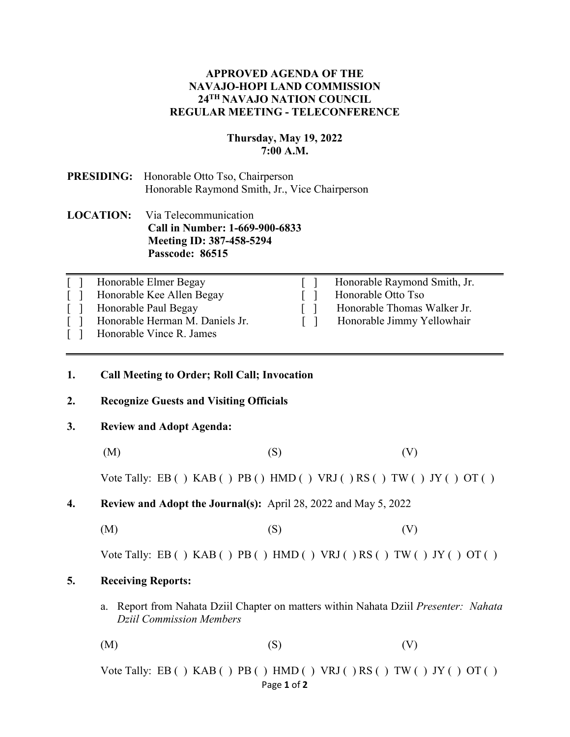**APPROVED AGENDA OF THE**
**NAVAJO-HOPI LAND COMMISSION**
**24TH NAVAJO NATION COUNCIL**
**REGULAR MEETING - TELECONFERENCE**

**Thursday, May 19, 2022**
**7:00 A.M.**

**PRESIDING:** Honorable Otto Tso, Chairperson
Honorable Raymond Smith, Jr., Vice Chairperson

**LOCATION:** Via Telecommunication
**Call in Number: 1-669-900-6833**
**Meeting ID: 387-458-5294**
**Passcode: 86515**

| | |
|---|---|
| [ ] Honorable Elmer Begay | [ ] Honorable Raymond Smith, Jr. |
| [ ] Honorable Kee Allen Begay | [ ] Honorable Otto Tso |
| [ ] Honorable Paul Begay | [ ] Honorable Thomas Walker Jr. |
| [ ] Honorable Herman M. Daniels Jr. | [ ] Honorable Jimmy Yellowhair |
| [ ] Honorable Vince R. James | |

**1. Call Meeting to Order; Roll Call; Invocation**

**2. Recognize Guests and Visiting Officials**

**3. Review and Adopt Agenda:**

(M) (S) (V)

Vote Tally: EB ( ) KAB ( ) PB ( ) HMD ( ) VRJ ( ) RS ( ) TW ( ) JY ( ) OT ( )

**4. Review and Adopt the Journal(s):** April 28, 2022 and May 5, 2022

(M) (S) (V)

Vote Tally: EB ( ) KAB ( ) PB ( ) HMD ( ) VRJ ( ) RS ( ) TW ( ) JY ( ) OT ( )

**5. Receiving Reports:**

a. Report from Nahata Dziil Chapter on matters within Nahata Dziil *Presenter: Nahata Dziil Commission Members*

(M) (S) (V)

Vote Tally: EB ( ) KAB ( ) PB ( ) HMD ( ) VRJ ( ) RS ( ) TW ( ) JY ( ) OT ( )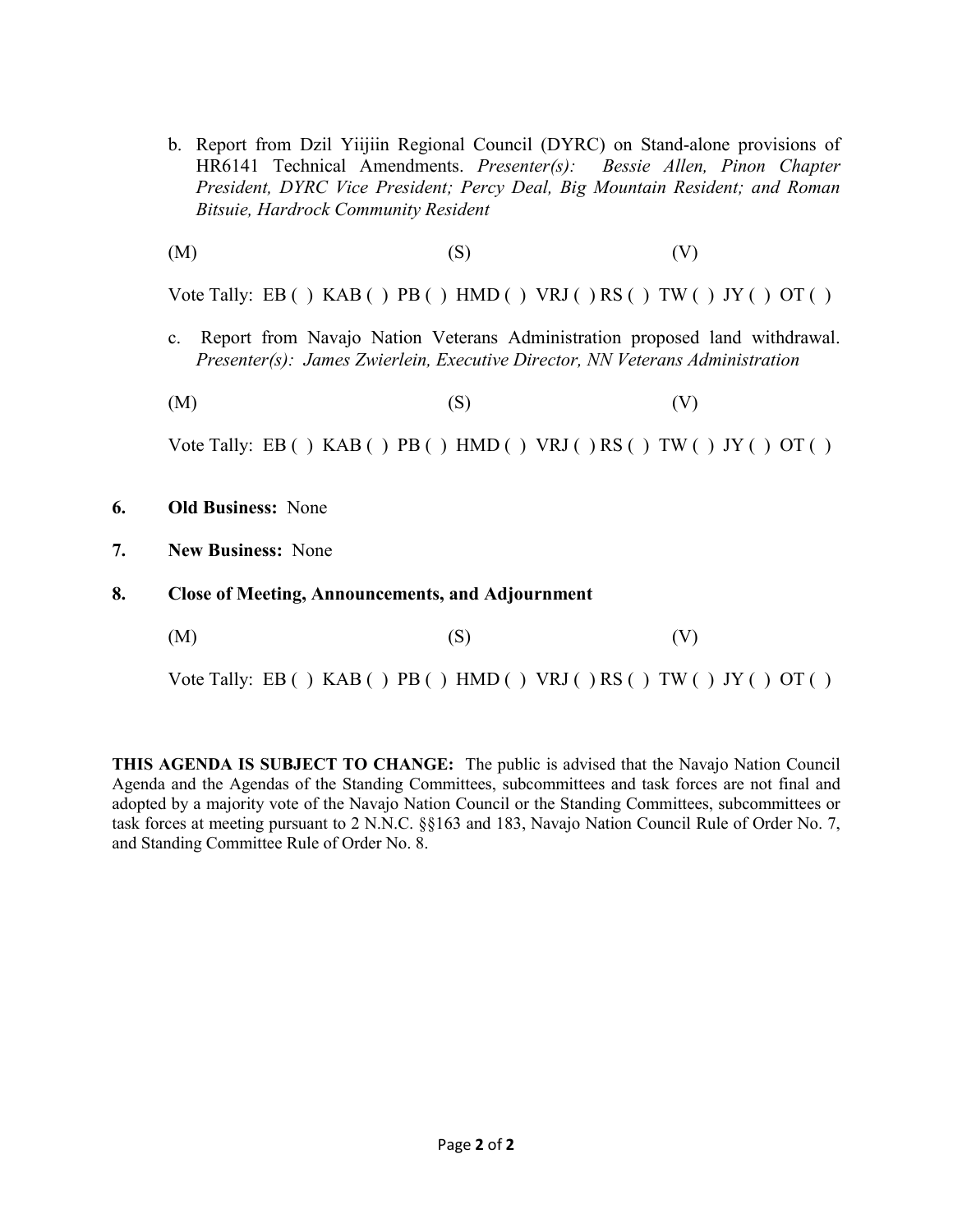b. Report from Dzil Yiijiin Regional Council (DYRC) on Stand-alone provisions of HR6141 Technical Amendments. *Presenter(s): Bessie Allen, Pinon Chapter President, DYRC Vice President; Percy Deal, Big Mountain Resident; and Roman Bitsuie, Hardrock Community Resident*

(M) (S) (V)

Vote Tally: EB ( ) KAB ( ) PB ( ) HMD ( ) VRJ ( ) RS ( ) TW ( ) JY ( ) OT ( )

c. Report from Navajo Nation Veterans Administration proposed land withdrawal. *Presenter(s): James Zwierlein, Executive Director, NN Veterans Administration*

(M) (S) (V)

Vote Tally: EB ( ) KAB ( ) PB ( ) HMD ( ) VRJ ( ) RS ( ) TW ( ) JY ( ) OT ( )

**6. Old Business:** None

**7. New Business:** None

**8. Close of Meeting, Announcements, and Adjournment**

(M) (S) (V)

Vote Tally: EB ( ) KAB ( ) PB ( ) HMD ( ) VRJ ( ) RS ( ) TW ( ) JY ( ) OT ( )

**THIS AGENDA IS SUBJECT TO CHANGE:** The public is advised that the Navajo Nation Council Agenda and the Agendas of the Standing Committees, subcommittees and task forces are not final and adopted by a majority vote of the Navajo Nation Council or the Standing Committees, subcommittees or task forces at meeting pursuant to 2 N.N.C. §§163 and 183, Navajo Nation Council Rule of Order No. 7, and Standing Committee Rule of Order No. 8.